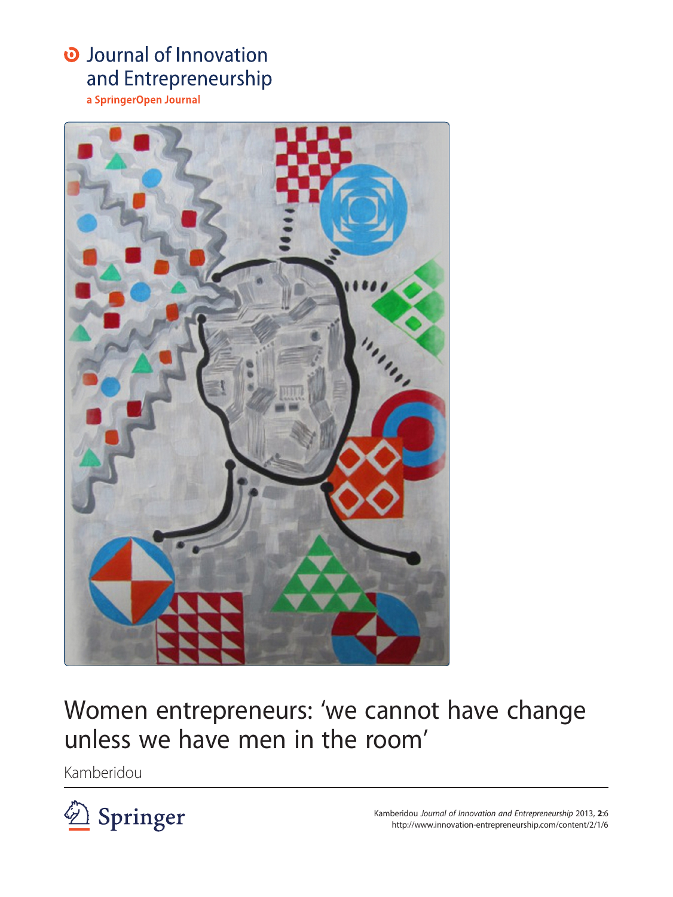Journal of Innovation and Entrepreneurship

a SpringerOpen Journal

# Women entrepreneurs: 'we cannot have change unless we have men in the room'

Kamberidou

Kamberidou *Journal of Innovation and Entrepreneurship* 2013, **2**:6
http://www.innovation-entrepreneurship.com/content/2/1/6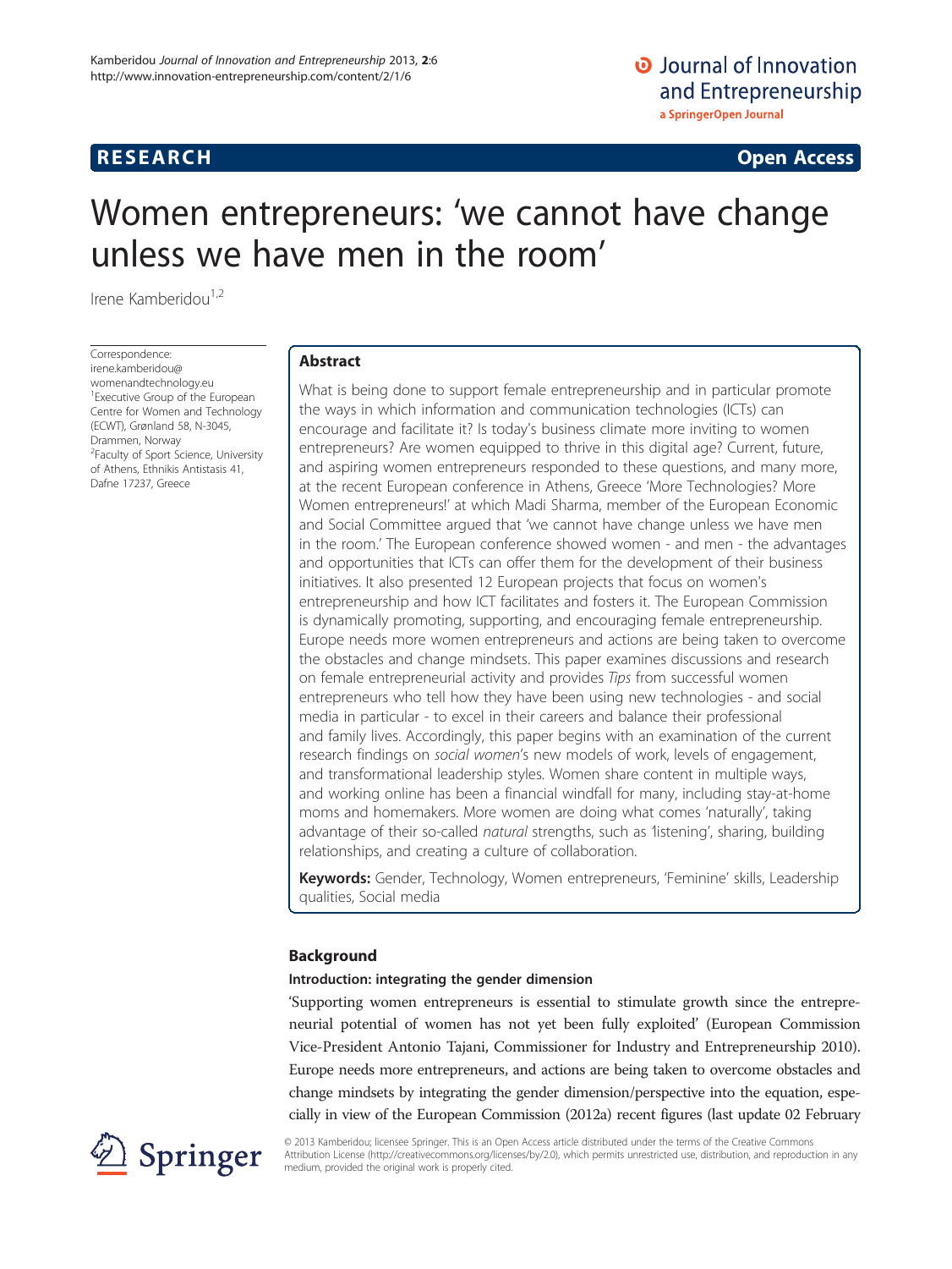# Women entrepreneurs: 'we cannot have change unless we have men in the room'

Irene Kamberidou[1,2]

Correspondence:
irene.kamberidou@womenandtechnology.eu
[1]Executive Group of the European Centre for Women and Technology (ECWT), Grønland 58, N-3045, Drammen, Norway
[2]Faculty of Sport Science, University of Athens, Ethnikis Antistasis 41, Dafne 17237, Greece

## Abstract

What is being done to support female entrepreneurship and in particular promote the ways in which information and communication technologies (ICTs) can encourage and facilitate it? Is today's business climate more inviting to women entrepreneurs? Are women equipped to thrive in this digital age? Current, future, and aspiring women entrepreneurs responded to these questions, and many more, at the recent European conference in Athens, Greece 'More Technologies? More Women entrepreneurs!' at which Madi Sharma, member of the European Economic and Social Committee argued that 'we cannot have change unless we have men in the room.' The European conference showed women - and men - the advantages and opportunities that ICTs can offer them for the development of their business initiatives. It also presented 12 European projects that focus on women's entrepreneurship and how ICT facilitates and fosters it. The European Commission is dynamically promoting, supporting, and encouraging female entrepreneurship. Europe needs more women entrepreneurs and actions are being taken to overcome the obstacles and change mindsets. This paper examines discussions and research on female entrepreneurial activity and provides *Tips* from successful women entrepreneurs who tell how they have been using new technologies - and social media in particular - to excel in their careers and balance their professional and family lives. Accordingly, this paper begins with an examination of the current research findings on *social women*'s new models of work, levels of engagement, and transformational leadership styles. Women share content in multiple ways, and working online has been a financial windfall for many, including stay-at-home moms and homemakers. More women are doing what comes 'naturally', taking advantage of their so-called *natural* strengths, such as 'listening', sharing, building relationships, and creating a culture of collaboration.

**Keywords:** Gender, Technology, Women entrepreneurs, 'Feminine' skills, Leadership qualities, Social media

## Background

### Introduction: integrating the gender dimension

'Supporting women entrepreneurs is essential to stimulate growth since the entrepreneurial potential of women has not yet been fully exploited' (European Commission Vice-President Antonio Tajani, Commissioner for Industry and Entrepreneurship 2010). Europe needs more entrepreneurs, and actions are being taken to overcome obstacles and change mindsets by integrating the gender dimension/perspective into the equation, especially in view of the European Commission (2012a) recent figures (last update 02 February

© 2013 Kamberidou; licensee Springer. This is an Open Access article distributed under the terms of the Creative Commons Attribution License (http://creativecommons.org/licenses/by/2.0), which permits unrestricted use, distribution, and reproduction in any medium, provided the original work is properly cited.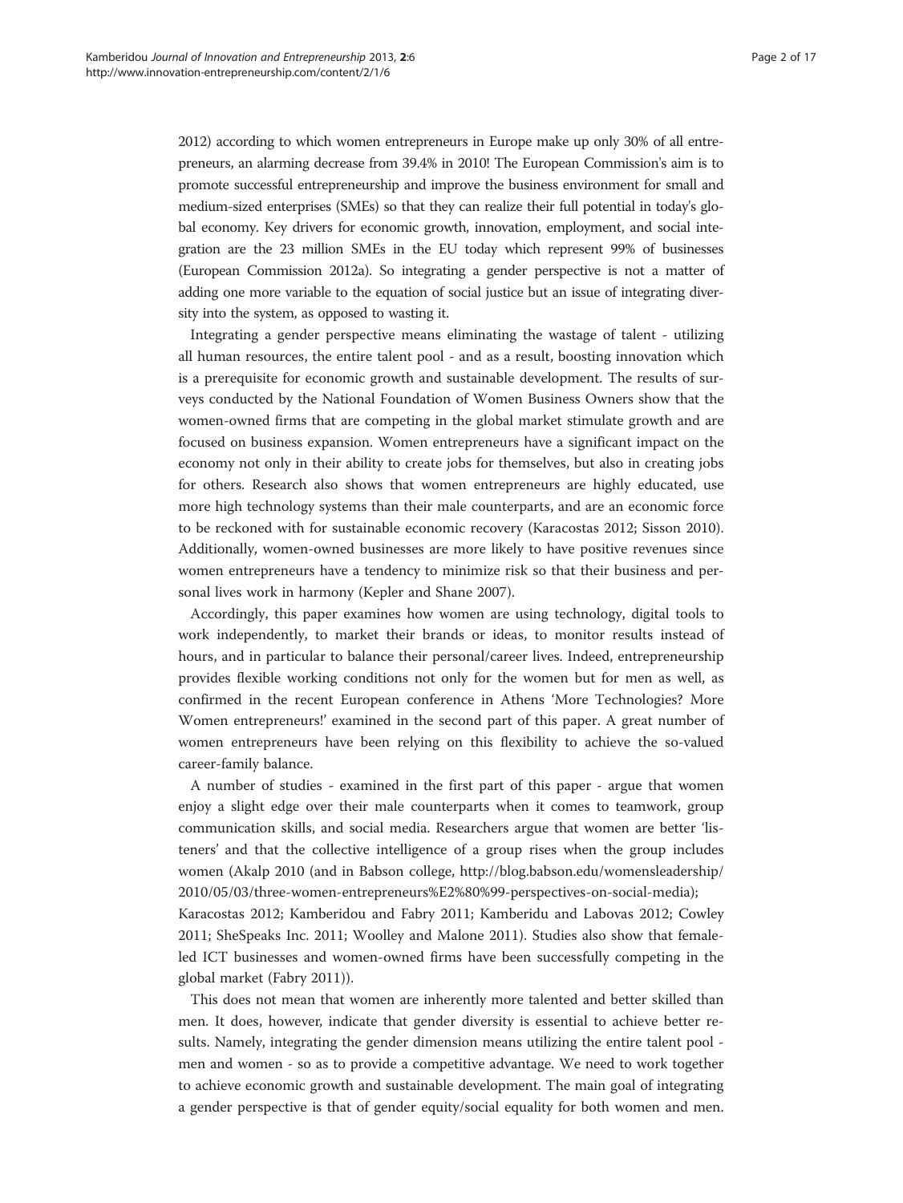2012) according to which women entrepreneurs in Europe make up only 30% of all entrepreneurs, an alarming decrease from 39.4% in 2010! The European Commission's aim is to promote successful entrepreneurship and improve the business environment for small and medium-sized enterprises (SMEs) so that they can realize their full potential in today's global economy. Key drivers for economic growth, innovation, employment, and social integration are the 23 million SMEs in the EU today which represent 99% of businesses (European Commission 2012a). So integrating a gender perspective is not a matter of adding one more variable to the equation of social justice but an issue of integrating diversity into the system, as opposed to wasting it.

Integrating a gender perspective means eliminating the wastage of talent - utilizing all human resources, the entire talent pool - and as a result, boosting innovation which is a prerequisite for economic growth and sustainable development. The results of surveys conducted by the National Foundation of Women Business Owners show that the women-owned firms that are competing in the global market stimulate growth and are focused on business expansion. Women entrepreneurs have a significant impact on the economy not only in their ability to create jobs for themselves, but also in creating jobs for others. Research also shows that women entrepreneurs are highly educated, use more high technology systems than their male counterparts, and are an economic force to be reckoned with for sustainable economic recovery (Karacostas 2012; Sisson 2010). Additionally, women-owned businesses are more likely to have positive revenues since women entrepreneurs have a tendency to minimize risk so that their business and personal lives work in harmony (Kepler and Shane 2007).

Accordingly, this paper examines how women are using technology, digital tools to work independently, to market their brands or ideas, to monitor results instead of hours, and in particular to balance their personal/career lives. Indeed, entrepreneurship provides flexible working conditions not only for the women but for men as well, as confirmed in the recent European conference in Athens 'More Technologies? More Women entrepreneurs!' examined in the second part of this paper. A great number of women entrepreneurs have been relying on this flexibility to achieve the so-valued career-family balance.

A number of studies - examined in the first part of this paper - argue that women enjoy a slight edge over their male counterparts when it comes to teamwork, group communication skills, and social media. Researchers argue that women are better 'listeners' and that the collective intelligence of a group rises when the group includes women (Akalp 2010 (and in Babson college, http://blog.babson.edu/womensleadership/2010/05/03/three-women-entrepreneurs%E2%80%99-perspectives-on-social-media); Karacostas 2012; Kamberidou and Fabry 2011; Kamberidu and Labovas 2012; Cowley 2011; SheSpeaks Inc. 2011; Woolley and Malone 2011). Studies also show that female-led ICT businesses and women-owned firms have been successfully competing in the global market (Fabry 2011)).

This does not mean that women are inherently more talented and better skilled than men. It does, however, indicate that gender diversity is essential to achieve better results. Namely, integrating the gender dimension means utilizing the entire talent pool - men and women - so as to provide a competitive advantage. We need to work together to achieve economic growth and sustainable development. The main goal of integrating a gender perspective is that of gender equity/social equality for both women and men.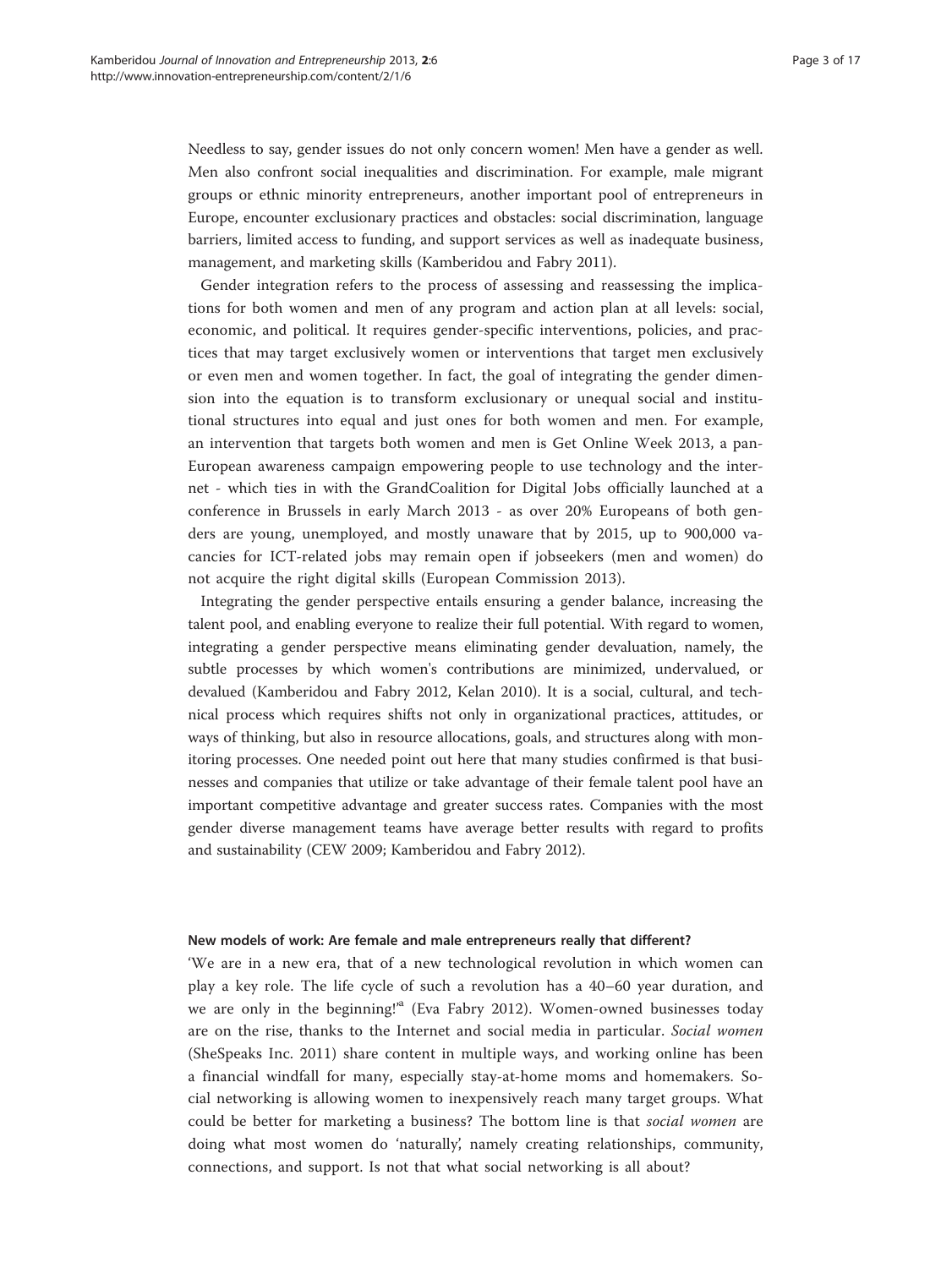Needless to say, gender issues do not only concern women! Men have a gender as well. Men also confront social inequalities and discrimination. For example, male migrant groups or ethnic minority entrepreneurs, another important pool of entrepreneurs in Europe, encounter exclusionary practices and obstacles: social discrimination, language barriers, limited access to funding, and support services as well as inadequate business, management, and marketing skills (Kamberidou and Fabry 2011).

Gender integration refers to the process of assessing and reassessing the implications for both women and men of any program and action plan at all levels: social, economic, and political. It requires gender-specific interventions, policies, and practices that may target exclusively women or interventions that target men exclusively or even men and women together. In fact, the goal of integrating the gender dimension into the equation is to transform exclusionary or unequal social and institutional structures into equal and just ones for both women and men. For example, an intervention that targets both women and men is Get Online Week 2013, a pan-European awareness campaign empowering people to use technology and the internet - which ties in with the GrandCoalition for Digital Jobs officially launched at a conference in Brussels in early March 2013 - as over 20% Europeans of both genders are young, unemployed, and mostly unaware that by 2015, up to 900,000 vacancies for ICT-related jobs may remain open if jobseekers (men and women) do not acquire the right digital skills (European Commission 2013).

Integrating the gender perspective entails ensuring a gender balance, increasing the talent pool, and enabling everyone to realize their full potential. With regard to women, integrating a gender perspective means eliminating gender devaluation, namely, the subtle processes by which women's contributions are minimized, undervalued, or devalued (Kamberidou and Fabry 2012, Kelan 2010). It is a social, cultural, and technical process which requires shifts not only in organizational practices, attitudes, or ways of thinking, but also in resource allocations, goals, and structures along with monitoring processes. One needed point out here that many studies confirmed is that businesses and companies that utilize or take advantage of their female talent pool have an important competitive advantage and greater success rates. Companies with the most gender diverse management teams have average better results with regard to profits and sustainability (CEW 2009; Kamberidou and Fabry 2012).

### New models of work: Are female and male entrepreneurs really that different?

'We are in a new era, that of a new technological revolution in which women can play a key role. The life cycle of such a revolution has a 40–60 year duration, and we are only in the beginning!'[a] (Eva Fabry 2012). Women-owned businesses today are on the rise, thanks to the Internet and social media in particular. *Social women* (SheSpeaks Inc. 2011) share content in multiple ways, and working online has been a financial windfall for many, especially stay-at-home moms and homemakers. Social networking is allowing women to inexpensively reach many target groups. What could be better for marketing a business? The bottom line is that *social women* are doing what most women do 'naturally', namely creating relationships, community, connections, and support. Is not that what social networking is all about?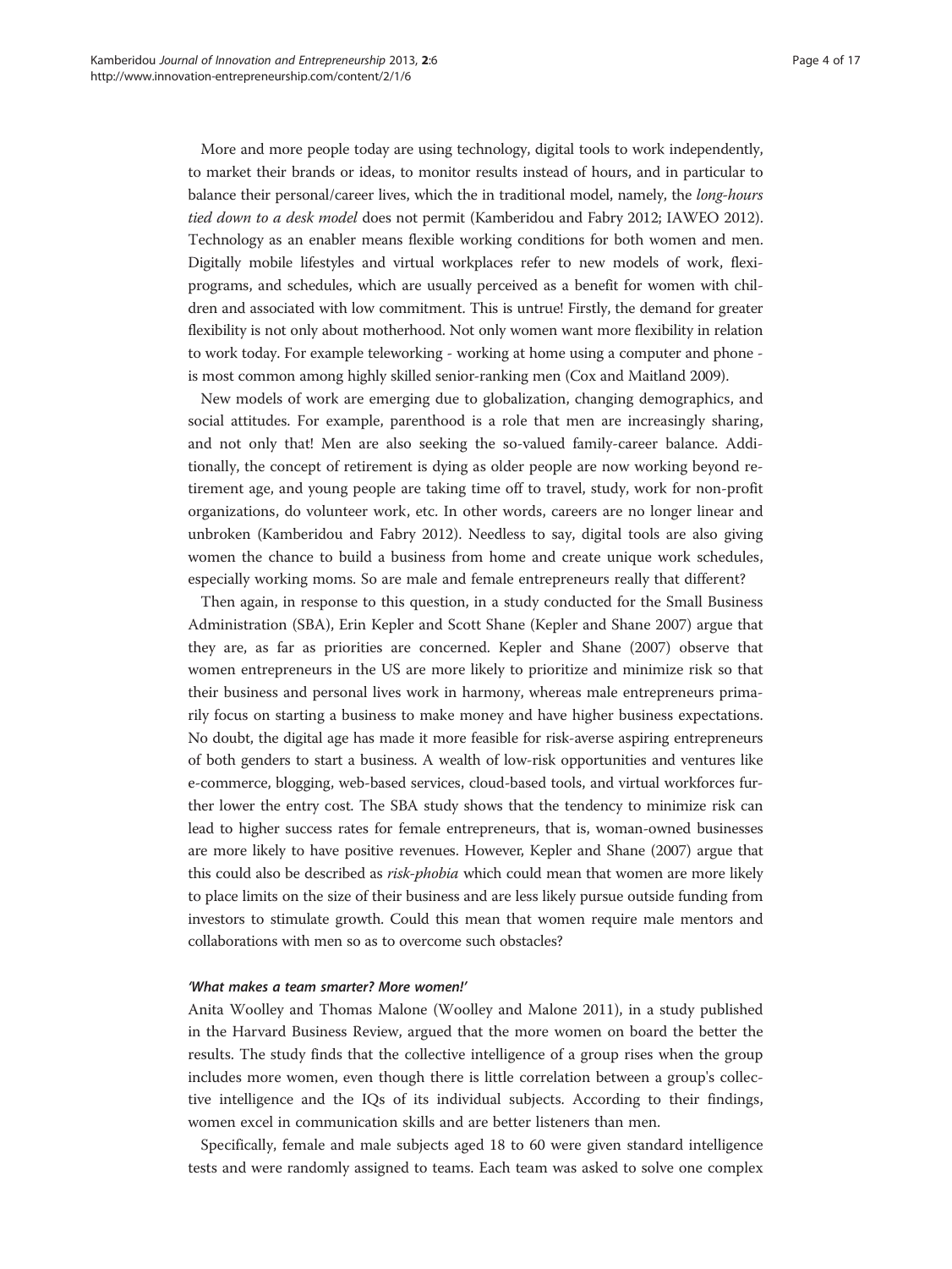More and more people today are using technology, digital tools to work independently, to market their brands or ideas, to monitor results instead of hours, and in particular to balance their personal/career lives, which the in traditional model, namely, the *long-hours tied down to a desk model* does not permit (Kamberidou and Fabry 2012; IAWEO 2012). Technology as an enabler means flexible working conditions for both women and men. Digitally mobile lifestyles and virtual workplaces refer to new models of work, flexi-programs, and schedules, which are usually perceived as a benefit for women with children and associated with low commitment. This is untrue! Firstly, the demand for greater flexibility is not only about motherhood. Not only women want more flexibility in relation to work today. For example teleworking - working at home using a computer and phone - is most common among highly skilled senior-ranking men (Cox and Maitland 2009).

New models of work are emerging due to globalization, changing demographics, and social attitudes. For example, parenthood is a role that men are increasingly sharing, and not only that! Men are also seeking the so-valued family-career balance. Additionally, the concept of retirement is dying as older people are now working beyond retirement age, and young people are taking time off to travel, study, work for non-profit organizations, do volunteer work, etc. In other words, careers are no longer linear and unbroken (Kamberidou and Fabry 2012). Needless to say, digital tools are also giving women the chance to build a business from home and create unique work schedules, especially working moms. So are male and female entrepreneurs really that different?

Then again, in response to this question, in a study conducted for the Small Business Administration (SBA), Erin Kepler and Scott Shane (Kepler and Shane 2007) argue that they are, as far as priorities are concerned. Kepler and Shane (2007) observe that women entrepreneurs in the US are more likely to prioritize and minimize risk so that their business and personal lives work in harmony, whereas male entrepreneurs primarily focus on starting a business to make money and have higher business expectations. No doubt, the digital age has made it more feasible for risk-averse aspiring entrepreneurs of both genders to start a business. A wealth of low-risk opportunities and ventures like e-commerce, blogging, web-based services, cloud-based tools, and virtual workforces further lower the entry cost. The SBA study shows that the tendency to minimize risk can lead to higher success rates for female entrepreneurs, that is, woman-owned businesses are more likely to have positive revenues. However, Kepler and Shane (2007) argue that this could also be described as *risk-phobia* which could mean that women are more likely to place limits on the size of their business and are less likely pursue outside funding from investors to stimulate growth. Could this mean that women require male mentors and collaborations with men so as to overcome such obstacles?

#### *'What makes a team smarter? More women!'*

Anita Woolley and Thomas Malone (Woolley and Malone 2011), in a study published in the Harvard Business Review, argued that the more women on board the better the results. The study finds that the collective intelligence of a group rises when the group includes more women, even though there is little correlation between a group's collective intelligence and the IQs of its individual subjects. According to their findings, women excel in communication skills and are better listeners than men.

Specifically, female and male subjects aged 18 to 60 were given standard intelligence tests and were randomly assigned to teams. Each team was asked to solve one complex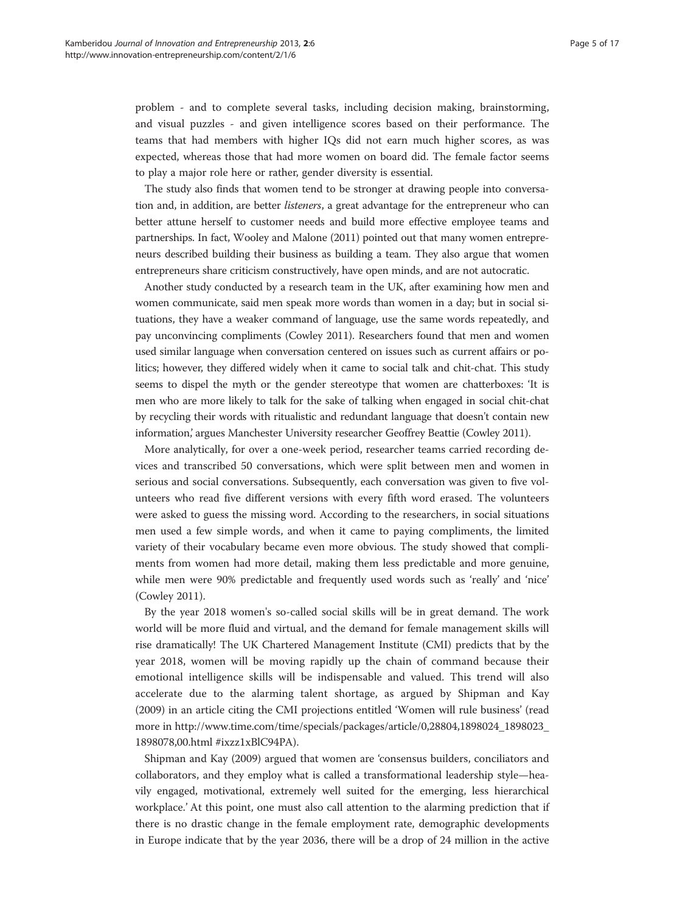problem - and to complete several tasks, including decision making, brainstorming, and visual puzzles - and given intelligence scores based on their performance. The teams that had members with higher IQs did not earn much higher scores, as was expected, whereas those that had more women on board did. The female factor seems to play a major role here or rather, gender diversity is essential.

The study also finds that women tend to be stronger at drawing people into conversation and, in addition, are better *listeners*, a great advantage for the entrepreneur who can better attune herself to customer needs and build more effective employee teams and partnerships. In fact, Wooley and Malone (2011) pointed out that many women entrepreneurs described building their business as building a team. They also argue that women entrepreneurs share criticism constructively, have open minds, and are not autocratic.

Another study conducted by a research team in the UK, after examining how men and women communicate, said men speak more words than women in a day; but in social situations, they have a weaker command of language, use the same words repeatedly, and pay unconvincing compliments (Cowley 2011). Researchers found that men and women used similar language when conversation centered on issues such as current affairs or politics; however, they differed widely when it came to social talk and chit-chat. This study seems to dispel the myth or the gender stereotype that women are chatterboxes: 'It is men who are more likely to talk for the sake of talking when engaged in social chit-chat by recycling their words with ritualistic and redundant language that doesn't contain new information,' argues Manchester University researcher Geoffrey Beattie (Cowley 2011).

More analytically, for over a one-week period, researcher teams carried recording devices and transcribed 50 conversations, which were split between men and women in serious and social conversations. Subsequently, each conversation was given to five volunteers who read five different versions with every fifth word erased. The volunteers were asked to guess the missing word. According to the researchers, in social situations men used a few simple words, and when it came to paying compliments, the limited variety of their vocabulary became even more obvious. The study showed that compliments from women had more detail, making them less predictable and more genuine, while men were 90% predictable and frequently used words such as 'really' and 'nice' (Cowley 2011).

By the year 2018 women's so-called social skills will be in great demand. The work world will be more fluid and virtual, and the demand for female management skills will rise dramatically! The UK Chartered Management Institute (CMI) predicts that by the year 2018, women will be moving rapidly up the chain of command because their emotional intelligence skills will be indispensable and valued. This trend will also accelerate due to the alarming talent shortage, as argued by Shipman and Kay (2009) in an article citing the CMI projections entitled 'Women will rule business' (read more in http://www.time.com/time/specials/packages/article/0,28804,1898024_1898023_1898078,00.html #ixzz1xBlC94PA).

Shipman and Kay (2009) argued that women are 'consensus builders, conciliators and collaborators, and they employ what is called a transformational leadership style—heavily engaged, motivational, extremely well suited for the emerging, less hierarchical workplace.' At this point, one must also call attention to the alarming prediction that if there is no drastic change in the female employment rate, demographic developments in Europe indicate that by the year 2036, there will be a drop of 24 million in the active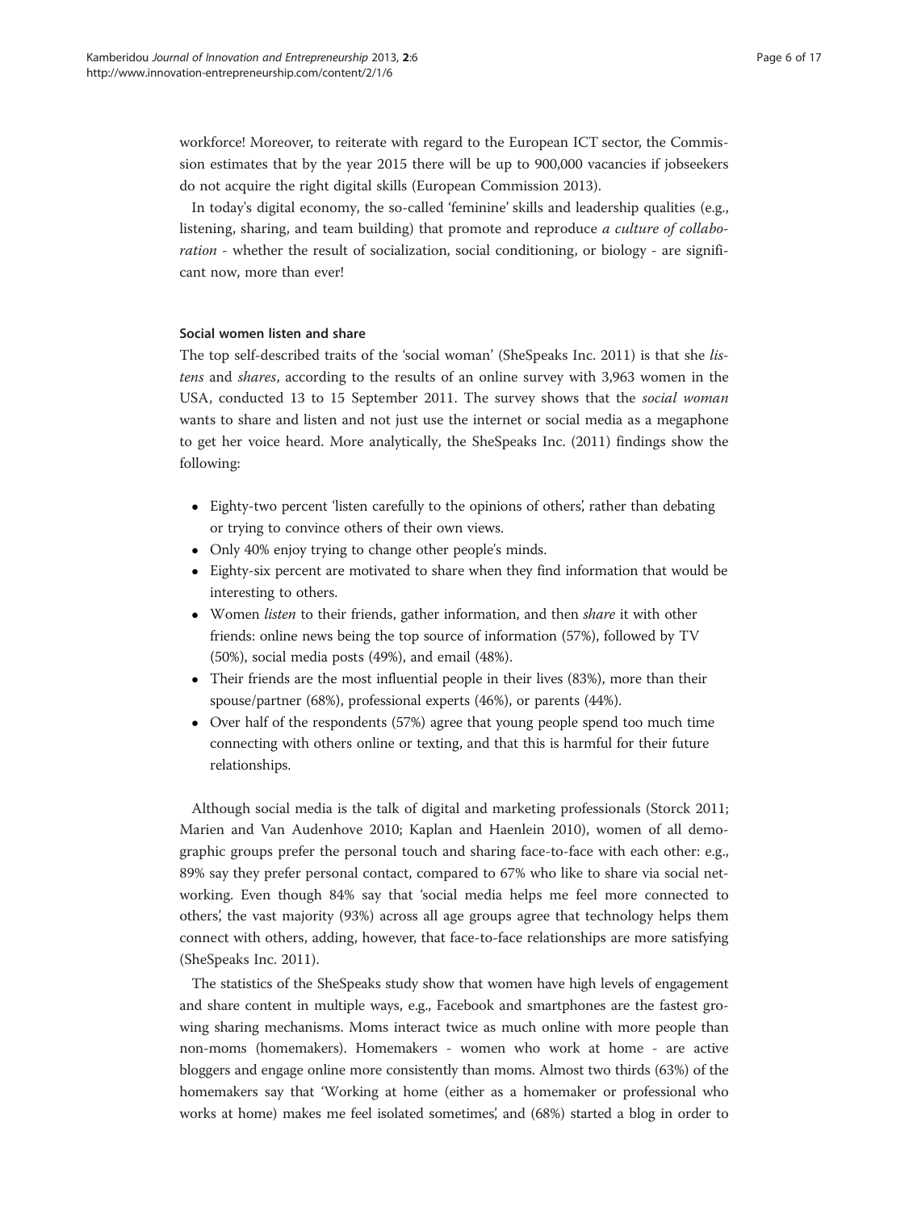workforce! Moreover, to reiterate with regard to the European ICT sector, the Commission estimates that by the year 2015 there will be up to 900,000 vacancies if jobseekers do not acquire the right digital skills (European Commission 2013).

In today's digital economy, the so-called 'feminine' skills and leadership qualities (e.g., listening, sharing, and team building) that promote and reproduce *a culture of collaboration* - whether the result of socialization, social conditioning, or biology - are significant now, more than ever!

## Social women listen and share

The top self-described traits of the 'social woman' (SheSpeaks Inc. 2011) is that she *listens* and *shares*, according to the results of an online survey with 3,963 women in the USA, conducted 13 to 15 September 2011. The survey shows that the *social woman* wants to share and listen and not just use the internet or social media as a megaphone to get her voice heard. More analytically, the SheSpeaks Inc. (2011) findings show the following:

- Eighty-two percent 'listen carefully to the opinions of others', rather than debating or trying to convince others of their own views.
- Only 40% enjoy trying to change other people's minds.
- Eighty-six percent are motivated to share when they find information that would be interesting to others.
- Women *listen* to their friends, gather information, and then *share* it with other friends: online news being the top source of information (57%), followed by TV (50%), social media posts (49%), and email (48%).
- Their friends are the most influential people in their lives (83%), more than their spouse/partner (68%), professional experts (46%), or parents (44%).
- Over half of the respondents (57%) agree that young people spend too much time connecting with others online or texting, and that this is harmful for their future relationships.

Although social media is the talk of digital and marketing professionals (Storck 2011; Marien and Van Audenhove 2010; Kaplan and Haenlein 2010), women of all demographic groups prefer the personal touch and sharing face-to-face with each other: e.g., 89% say they prefer personal contact, compared to 67% who like to share via social networking. Even though 84% say that 'social media helps me feel more connected to others', the vast majority (93%) across all age groups agree that technology helps them connect with others, adding, however, that face-to-face relationships are more satisfying (SheSpeaks Inc. 2011).

The statistics of the SheSpeaks study show that women have high levels of engagement and share content in multiple ways, e.g., Facebook and smartphones are the fastest growing sharing mechanisms. Moms interact twice as much online with more people than non-moms (homemakers). Homemakers - women who work at home - are active bloggers and engage online more consistently than moms. Almost two thirds (63%) of the homemakers say that 'Working at home (either as a homemaker or professional who works at home) makes me feel isolated sometimes', and (68%) started a blog in order to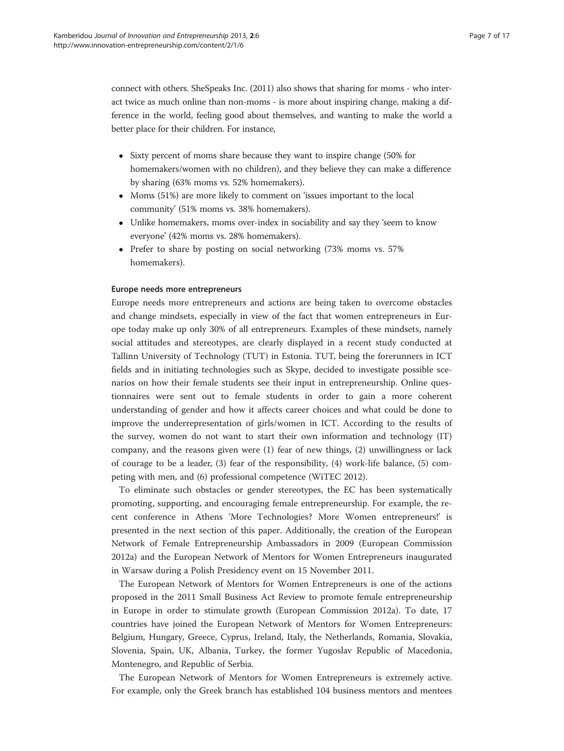connect with others. SheSpeaks Inc. (2011) also shows that sharing for moms - who interact twice as much online than non-moms - is more about inspiring change, making a difference in the world, feeling good about themselves, and wanting to make the world a better place for their children. For instance,

- Sixty percent of moms share because they want to inspire change (50% for homemakers/women with no children), and they believe they can make a difference by sharing (63% moms vs. 52% homemakers).
- Moms (51%) are more likely to comment on 'issues important to the local community' (51% moms vs. 38% homemakers).
- Unlike homemakers, moms over-index in sociability and say they 'seem to know everyone' (42% moms vs. 28% homemakers).
- Prefer to share by posting on social networking (73% moms vs. 57% homemakers).

#### Europe needs more entrepreneurs

Europe needs more entrepreneurs and actions are being taken to overcome obstacles and change mindsets, especially in view of the fact that women entrepreneurs in Europe today make up only 30% of all entrepreneurs. Examples of these mindsets, namely social attitudes and stereotypes, are clearly displayed in a recent study conducted at Tallinn University of Technology (TUT) in Estonia. TUT, being the forerunners in ICT fields and in initiating technologies such as Skype, decided to investigate possible scenarios on how their female students see their input in entrepreneurship. Online questionnaires were sent out to female students in order to gain a more coherent understanding of gender and how it affects career choices and what could be done to improve the underrepresentation of girls/women in ICT. According to the results of the survey, women do not want to start their own information and technology (IT) company, and the reasons given were (1) fear of new things, (2) unwillingness or lack of courage to be a leader, (3) fear of the responsibility, (4) work-life balance, (5) competing with men, and (6) professional competence (WiTEC 2012).

To eliminate such obstacles or gender stereotypes, the EC has been systematically promoting, supporting, and encouraging female entrepreneurship. For example, the recent conference in Athens 'More Technologies? More Women entrepreneurs!' is presented in the next section of this paper. Additionally, the creation of the European Network of Female Entrepreneurship Ambassadors in 2009 (European Commission 2012a) and the European Network of Mentors for Women Entrepreneurs inaugurated in Warsaw during a Polish Presidency event on 15 November 2011.

The European Network of Mentors for Women Entrepreneurs is one of the actions proposed in the 2011 Small Business Act Review to promote female entrepreneurship in Europe in order to stimulate growth (European Commission 2012a). To date, 17 countries have joined the European Network of Mentors for Women Entrepreneurs: Belgium, Hungary, Greece, Cyprus, Ireland, Italy, the Netherlands, Romania, Slovakia, Slovenia, Spain, UK, Albania, Turkey, the former Yugoslav Republic of Macedonia, Montenegro, and Republic of Serbia.

The European Network of Mentors for Women Entrepreneurs is extremely active. For example, only the Greek branch has established 104 business mentors and mentees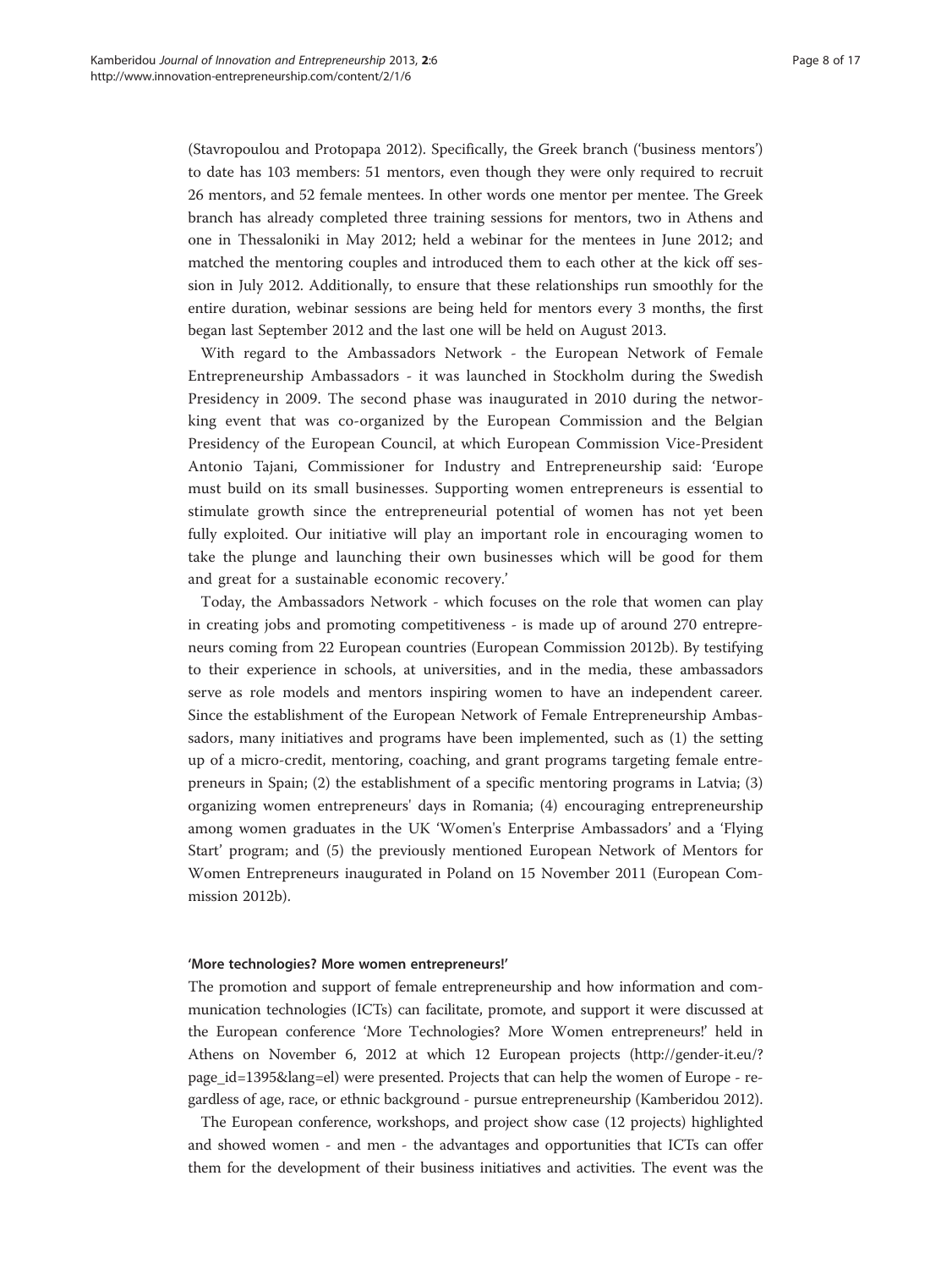(Stavropoulou and Protopapa 2012). Specifically, the Greek branch ('business mentors') to date has 103 members: 51 mentors, even though they were only required to recruit 26 mentors, and 52 female mentees. In other words one mentor per mentee. The Greek branch has already completed three training sessions for mentors, two in Athens and one in Thessaloniki in May 2012; held a webinar for the mentees in June 2012; and matched the mentoring couples and introduced them to each other at the kick off session in July 2012. Additionally, to ensure that these relationships run smoothly for the entire duration, webinar sessions are being held for mentors every 3 months, the first began last September 2012 and the last one will be held on August 2013.

With regard to the Ambassadors Network - the European Network of Female Entrepreneurship Ambassadors - it was launched in Stockholm during the Swedish Presidency in 2009. The second phase was inaugurated in 2010 during the networking event that was co-organized by the European Commission and the Belgian Presidency of the European Council, at which European Commission Vice-President Antonio Tajani, Commissioner for Industry and Entrepreneurship said: 'Europe must build on its small businesses. Supporting women entrepreneurs is essential to stimulate growth since the entrepreneurial potential of women has not yet been fully exploited. Our initiative will play an important role in encouraging women to take the plunge and launching their own businesses which will be good for them and great for a sustainable economic recovery.'

Today, the Ambassadors Network - which focuses on the role that women can play in creating jobs and promoting competitiveness - is made up of around 270 entrepreneurs coming from 22 European countries (European Commission 2012b). By testifying to their experience in schools, at universities, and in the media, these ambassadors serve as role models and mentors inspiring women to have an independent career. Since the establishment of the European Network of Female Entrepreneurship Ambassadors, many initiatives and programs have been implemented, such as (1) the setting up of a micro-credit, mentoring, coaching, and grant programs targeting female entrepreneurs in Spain; (2) the establishment of a specific mentoring programs in Latvia; (3) organizing women entrepreneurs' days in Romania; (4) encouraging entrepreneurship among women graduates in the UK 'Women's Enterprise Ambassadors' and a 'Flying Start' program; and (5) the previously mentioned European Network of Mentors for Women Entrepreneurs inaugurated in Poland on 15 November 2011 (European Commission 2012b).

#### 'More technologies? More women entrepreneurs!'

The promotion and support of female entrepreneurship and how information and communication technologies (ICTs) can facilitate, promote, and support it were discussed at the European conference 'More Technologies? More Women entrepreneurs!' held in Athens on November 6, 2012 at which 12 European projects (http://gender-it.eu/?page_id=1395&lang=el) were presented. Projects that can help the women of Europe - regardless of age, race, or ethnic background - pursue entrepreneurship (Kamberidou 2012).

The European conference, workshops, and project show case (12 projects) highlighted and showed women - and men - the advantages and opportunities that ICTs can offer them for the development of their business initiatives and activities. The event was the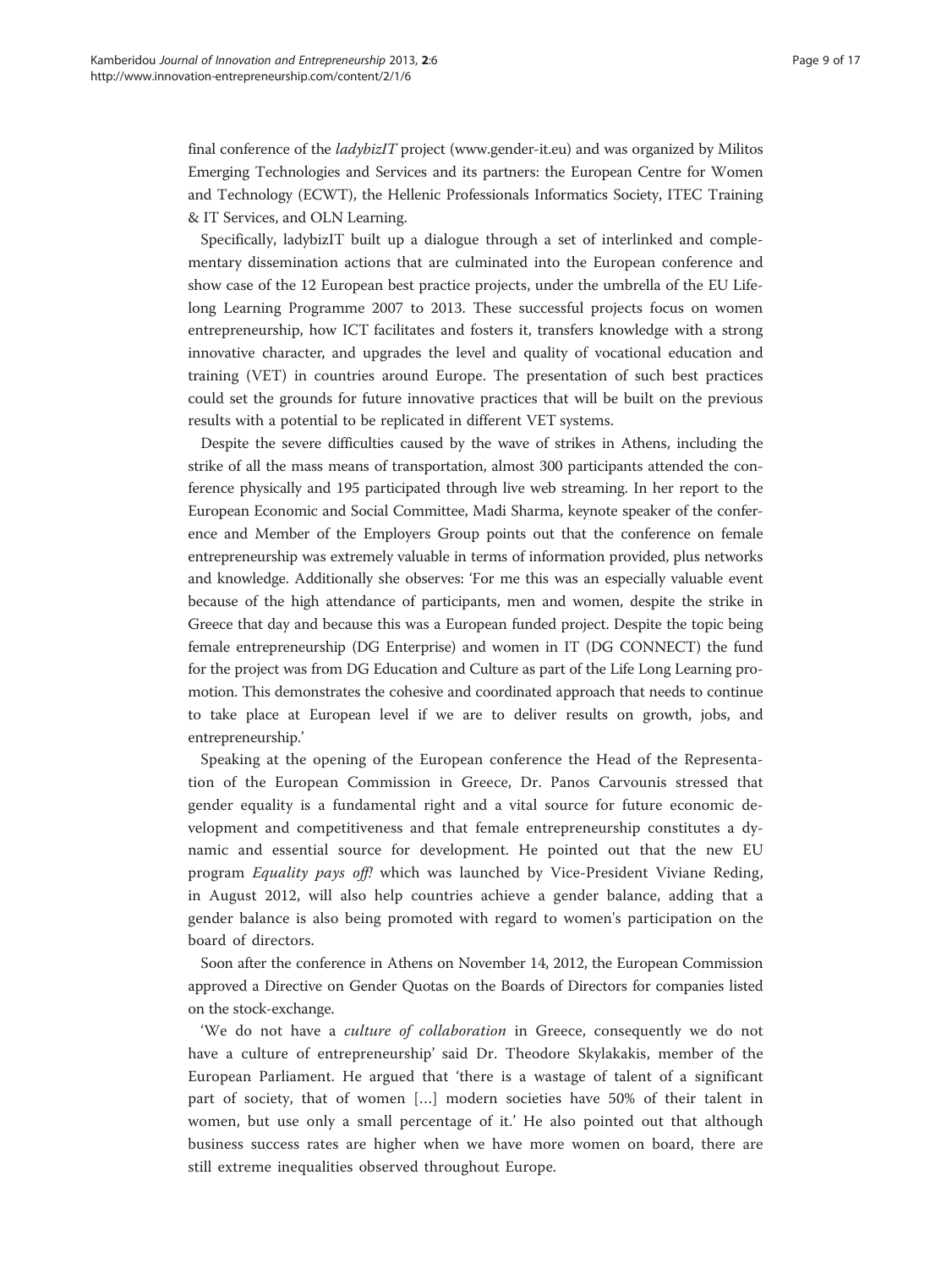final conference of the *ladybizIT* project (www.gender-it.eu) and was organized by Militos Emerging Technologies and Services and its partners: the European Centre for Women and Technology (ECWT), the Hellenic Professionals Informatics Society, ITEC Training & IT Services, and OLN Learning.

Specifically, ladybizIT built up a dialogue through a set of interlinked and complementary dissemination actions that are culminated into the European conference and show case of the 12 European best practice projects, under the umbrella of the EU Lifelong Learning Programme 2007 to 2013. These successful projects focus on women entrepreneurship, how ICT facilitates and fosters it, transfers knowledge with a strong innovative character, and upgrades the level and quality of vocational education and training (VET) in countries around Europe. The presentation of such best practices could set the grounds for future innovative practices that will be built on the previous results with a potential to be replicated in different VET systems.

Despite the severe difficulties caused by the wave of strikes in Athens, including the strike of all the mass means of transportation, almost 300 participants attended the conference physically and 195 participated through live web streaming. In her report to the European Economic and Social Committee, Madi Sharma, keynote speaker of the conference and Member of the Employers Group points out that the conference on female entrepreneurship was extremely valuable in terms of information provided, plus networks and knowledge. Additionally she observes: 'For me this was an especially valuable event because of the high attendance of participants, men and women, despite the strike in Greece that day and because this was a European funded project. Despite the topic being female entrepreneurship (DG Enterprise) and women in IT (DG CONNECT) the fund for the project was from DG Education and Culture as part of the Life Long Learning promotion. This demonstrates the cohesive and coordinated approach that needs to continue to take place at European level if we are to deliver results on growth, jobs, and entrepreneurship.'

Speaking at the opening of the European conference the Head of the Representation of the European Commission in Greece, Dr. Panos Carvounis stressed that gender equality is a fundamental right and a vital source for future economic development and competitiveness and that female entrepreneurship constitutes a dynamic and essential source for development. He pointed out that the new EU program *Equality pays off!* which was launched by Vice-President Viviane Reding, in August 2012, will also help countries achieve a gender balance, adding that a gender balance is also being promoted with regard to women's participation on the board of directors.

Soon after the conference in Athens on November 14, 2012, the European Commission approved a Directive on Gender Quotas on the Boards of Directors for companies listed on the stock-exchange.

'We do not have a *culture of collaboration* in Greece, consequently we do not have a culture of entrepreneurship' said Dr. Theodore Skylakakis, member of the European Parliament. He argued that 'there is a wastage of talent of a significant part of society, that of women […] modern societies have 50% of their talent in women, but use only a small percentage of it.' He also pointed out that although business success rates are higher when we have more women on board, there are still extreme inequalities observed throughout Europe.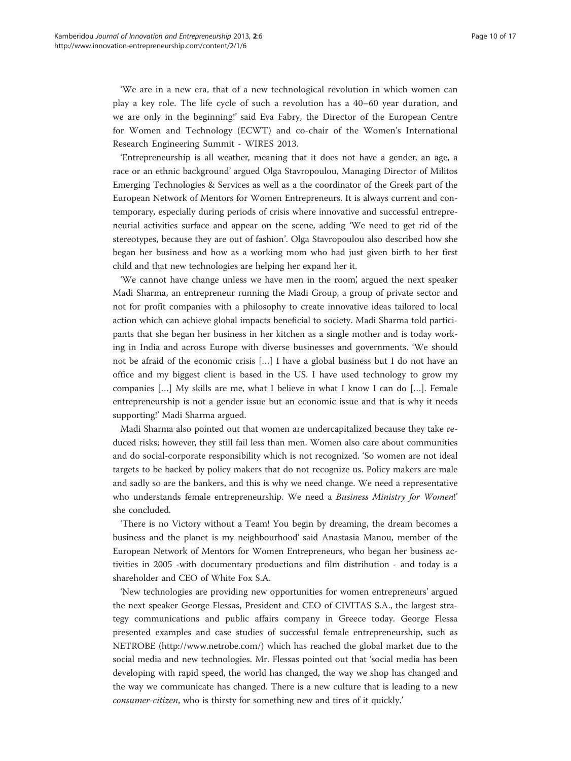'We are in a new era, that of a new technological revolution in which women can play a key role. The life cycle of such a revolution has a 40–60 year duration, and we are only in the beginning!' said Eva Fabry, the Director of the European Centre for Women and Technology (ECWT) and co-chair of the Women's International Research Engineering Summit - WIRES 2013.

'Entrepreneurship is all weather, meaning that it does not have a gender, an age, a race or an ethnic background' argued Olga Stavropoulou, Managing Director of Militos Emerging Technologies & Services as well as a the coordinator of the Greek part of the European Network of Mentors for Women Entrepreneurs. It is always current and contemporary, especially during periods of crisis where innovative and successful entrepreneurial activities surface and appear on the scene, adding 'We need to get rid of the stereotypes, because they are out of fashion'. Olga Stavropoulou also described how she began her business and how as a working mom who had just given birth to her first child and that new technologies are helping her expand her it.

'We cannot have change unless we have men in the room', argued the next speaker Madi Sharma, an entrepreneur running the Madi Group, a group of private sector and not for profit companies with a philosophy to create innovative ideas tailored to local action which can achieve global impacts beneficial to society. Madi Sharma told participants that she began her business in her kitchen as a single mother and is today working in India and across Europe with diverse businesses and governments. 'We should not be afraid of the economic crisis […] I have a global business but I do not have an office and my biggest client is based in the US. I have used technology to grow my companies […] My skills are me, what I believe in what I know I can do […]. Female entrepreneurship is not a gender issue but an economic issue and that is why it needs supporting!' Madi Sharma argued.

Madi Sharma also pointed out that women are undercapitalized because they take reduced risks; however, they still fail less than men. Women also care about communities and do social-corporate responsibility which is not recognized. 'So women are not ideal targets to be backed by policy makers that do not recognize us. Policy makers are male and sadly so are the bankers, and this is why we need change. We need a representative who understands female entrepreneurship. We need a *Business Ministry for Women*!' she concluded.

'There is no Victory without a Team! You begin by dreaming, the dream becomes a business and the planet is my neighbourhood' said Anastasia Manou, member of the European Network of Mentors for Women Entrepreneurs, who began her business activities in 2005 -with documentary productions and film distribution - and today is a shareholder and CEO of White Fox S.A.

'New technologies are providing new opportunities for women entrepreneurs' argued the next speaker George Flessas, President and CEO of CIVITAS S.A., the largest strategy communications and public affairs company in Greece today. George Flessa presented examples and case studies of successful female entrepreneurship, such as NETROBE (http://www.netrobe.com/) which has reached the global market due to the social media and new technologies. Mr. Flessas pointed out that 'social media has been developing with rapid speed, the world has changed, the way we shop has changed and the way we communicate has changed. There is a new culture that is leading to a new *consumer-citizen*, who is thirsty for something new and tires of it quickly.'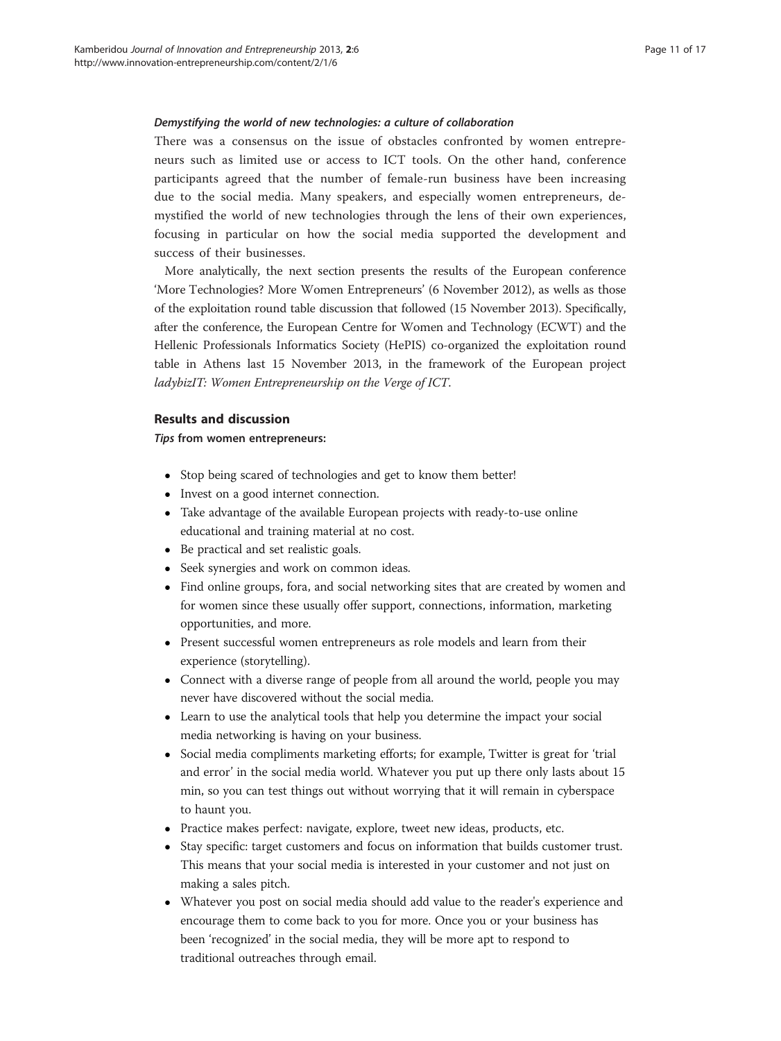#### *Demystifying the world of new technologies: a culture of collaboration*

There was a consensus on the issue of obstacles confronted by women entrepreneurs such as limited use or access to ICT tools. On the other hand, conference participants agreed that the number of female-run business have been increasing due to the social media. Many speakers, and especially women entrepreneurs, demystified the world of new technologies through the lens of their own experiences, focusing in particular on how the social media supported the development and success of their businesses.

More analytically, the next section presents the results of the European conference 'More Technologies? More Women Entrepreneurs' (6 November 2012), as wells as those of the exploitation round table discussion that followed (15 November 2013). Specifically, after the conference, the European Centre for Women and Technology (ECWT) and the Hellenic Professionals Informatics Society (HePIS) co-organized the exploitation round table in Athens last 15 November 2013, in the framework of the European project *ladybizIT: Women Entrepreneurship on the Verge of ICT*.

## Results and discussion

***Tips* from women entrepreneurs:**

- Stop being scared of technologies and get to know them better!
- Invest on a good internet connection.
- Take advantage of the available European projects with ready-to-use online educational and training material at no cost.
- Be practical and set realistic goals.
- Seek synergies and work on common ideas.
- Find online groups, fora, and social networking sites that are created by women and for women since these usually offer support, connections, information, marketing opportunities, and more.
- Present successful women entrepreneurs as role models and learn from their experience (storytelling).
- Connect with a diverse range of people from all around the world, people you may never have discovered without the social media.
- Learn to use the analytical tools that help you determine the impact your social media networking is having on your business.
- Social media compliments marketing efforts; for example, Twitter is great for 'trial and error' in the social media world. Whatever you put up there only lasts about 15 min, so you can test things out without worrying that it will remain in cyberspace to haunt you.
- Practice makes perfect: navigate, explore, tweet new ideas, products, etc.
- Stay specific: target customers and focus on information that builds customer trust. This means that your social media is interested in your customer and not just on making a sales pitch.
- Whatever you post on social media should add value to the reader's experience and encourage them to come back to you for more. Once you or your business has been 'recognized' in the social media, they will be more apt to respond to traditional outreaches through email.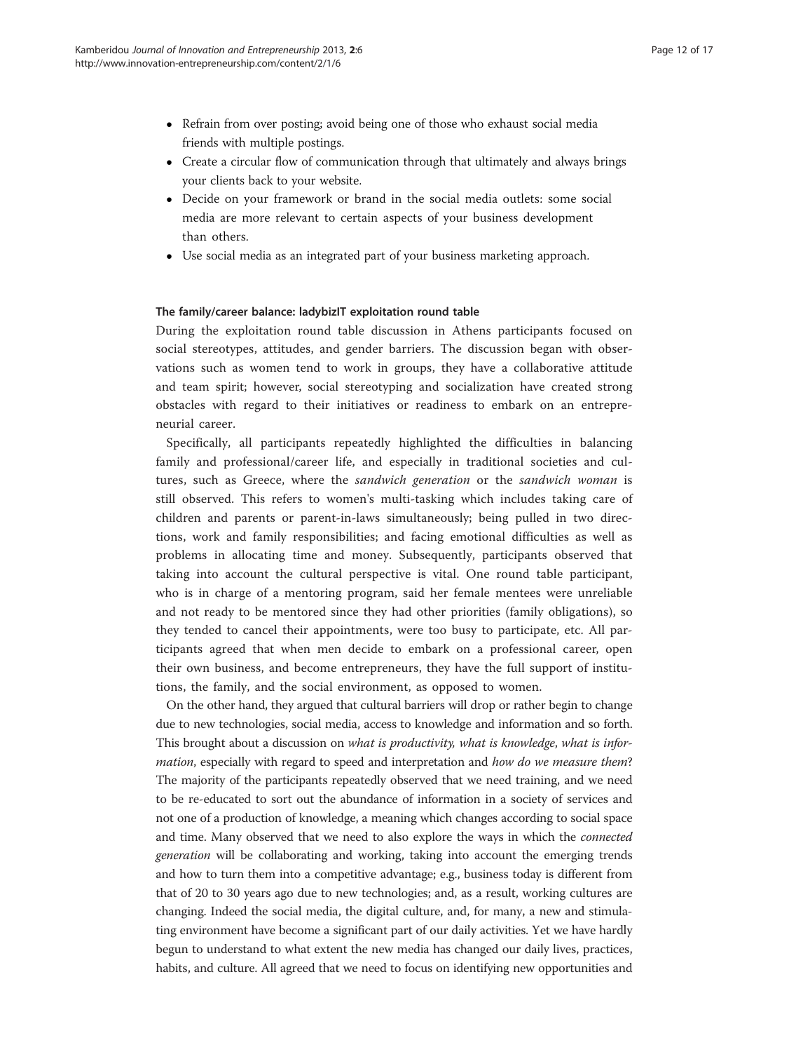- Refrain from over posting; avoid being one of those who exhaust social media friends with multiple postings.
- Create a circular flow of communication through that ultimately and always brings your clients back to your website.
- Decide on your framework or brand in the social media outlets: some social media are more relevant to certain aspects of your business development than others.
- Use social media as an integrated part of your business marketing approach.

#### The family/career balance: ladybizIT exploitation round table

During the exploitation round table discussion in Athens participants focused on social stereotypes, attitudes, and gender barriers. The discussion began with observations such as women tend to work in groups, they have a collaborative attitude and team spirit; however, social stereotyping and socialization have created strong obstacles with regard to their initiatives or readiness to embark on an entrepreneurial career.

Specifically, all participants repeatedly highlighted the difficulties in balancing family and professional/career life, and especially in traditional societies and cultures, such as Greece, where the *sandwich generation* or the *sandwich woman* is still observed. This refers to women's multi-tasking which includes taking care of children and parents or parent-in-laws simultaneously; being pulled in two directions, work and family responsibilities; and facing emotional difficulties as well as problems in allocating time and money. Subsequently, participants observed that taking into account the cultural perspective is vital. One round table participant, who is in charge of a mentoring program, said her female mentees were unreliable and not ready to be mentored since they had other priorities (family obligations), so they tended to cancel their appointments, were too busy to participate, etc. All participants agreed that when men decide to embark on a professional career, open their own business, and become entrepreneurs, they have the full support of institutions, the family, and the social environment, as opposed to women.

On the other hand, they argued that cultural barriers will drop or rather begin to change due to new technologies, social media, access to knowledge and information and so forth. This brought about a discussion on *what is productivity, what is knowledge*, *what is information*, especially with regard to speed and interpretation and *how do we measure them*? The majority of the participants repeatedly observed that we need training, and we need to be re-educated to sort out the abundance of information in a society of services and not one of a production of knowledge, a meaning which changes according to social space and time. Many observed that we need to also explore the ways in which the *connected generation* will be collaborating and working, taking into account the emerging trends and how to turn them into a competitive advantage; e.g., business today is different from that of 20 to 30 years ago due to new technologies; and, as a result, working cultures are changing. Indeed the social media, the digital culture, and, for many, a new and stimulating environment have become a significant part of our daily activities. Yet we have hardly begun to understand to what extent the new media has changed our daily lives, practices, habits, and culture. All agreed that we need to focus on identifying new opportunities and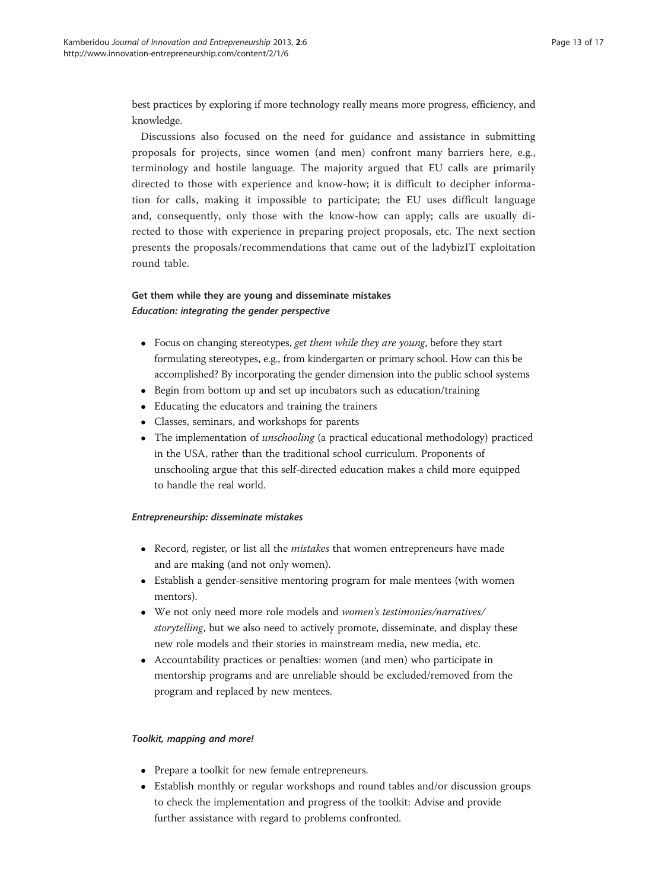best practices by exploring if more technology really means more progress, efficiency, and knowledge.

Discussions also focused on the need for guidance and assistance in submitting proposals for projects, since women (and men) confront many barriers here, e.g., terminology and hostile language. The majority argued that EU calls are primarily directed to those with experience and know-how; it is difficult to decipher information for calls, making it impossible to participate; the EU uses difficult language and, consequently, only those with the know-how can apply; calls are usually directed to those with experience in preparing project proposals, etc. The next section presents the proposals/recommendations that came out of the ladybizIT exploitation round table.

## Get them while they are young and disseminate mistakes

### *Education: integrating the gender perspective*

- Focus on changing stereotypes, *get them while they are young*, before they start formulating stereotypes, e.g., from kindergarten or primary school. How can this be accomplished? By incorporating the gender dimension into the public school systems
- Begin from bottom up and set up incubators such as education/training
- Educating the educators and training the trainers
- Classes, seminars, and workshops for parents
- The implementation of *unschooling* (a practical educational methodology) practiced in the USA, rather than the traditional school curriculum. Proponents of unschooling argue that this self-directed education makes a child more equipped to handle the real world.

### *Entrepreneurship: disseminate mistakes*

- Record, register, or list all the *mistakes* that women entrepreneurs have made and are making (and not only women).
- Establish a gender-sensitive mentoring program for male mentees (with women mentors).
- We not only need more role models and *women's testimonies/narratives/storytelling*, but we also need to actively promote, disseminate, and display these new role models and their stories in mainstream media, new media, etc.
- Accountability practices or penalties: women (and men) who participate in mentorship programs and are unreliable should be excluded/removed from the program and replaced by new mentees.

### *Toolkit, mapping and more!*

- Prepare a toolkit for new female entrepreneurs.
- Establish monthly or regular workshops and round tables and/or discussion groups to check the implementation and progress of the toolkit: Advise and provide further assistance with regard to problems confronted.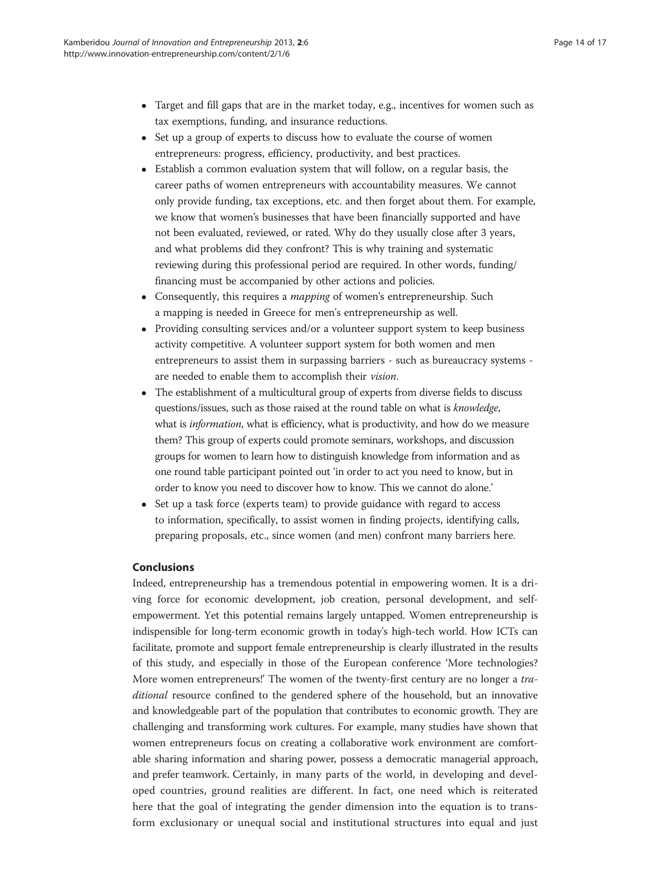- Target and fill gaps that are in the market today, e.g., incentives for women such as tax exemptions, funding, and insurance reductions.
- Set up a group of experts to discuss how to evaluate the course of women entrepreneurs: progress, efficiency, productivity, and best practices.
- Establish a common evaluation system that will follow, on a regular basis, the career paths of women entrepreneurs with accountability measures. We cannot only provide funding, tax exceptions, etc. and then forget about them. For example, we know that women's businesses that have been financially supported and have not been evaluated, reviewed, or rated. Why do they usually close after 3 years, and what problems did they confront? This is why training and systematic reviewing during this professional period are required. In other words, funding/financing must be accompanied by other actions and policies.
- Consequently, this requires a *mapping* of women's entrepreneurship. Such a mapping is needed in Greece for men's entrepreneurship as well.
- Providing consulting services and/or a volunteer support system to keep business activity competitive. A volunteer support system for both women and men entrepreneurs to assist them in surpassing barriers - such as bureaucracy systems - are needed to enable them to accomplish their *vision*.
- The establishment of a multicultural group of experts from diverse fields to discuss questions/issues, such as those raised at the round table on what is *knowledge*, what is *information*, what is efficiency, what is productivity, and how do we measure them? This group of experts could promote seminars, workshops, and discussion groups for women to learn how to distinguish knowledge from information and as one round table participant pointed out 'in order to act you need to know, but in order to know you need to discover how to know. This we cannot do alone.'
- Set up a task force (experts team) to provide guidance with regard to access to information, specifically, to assist women in finding projects, identifying calls, preparing proposals, etc., since women (and men) confront many barriers here.

## Conclusions

Indeed, entrepreneurship has a tremendous potential in empowering women. It is a driving force for economic development, job creation, personal development, and self-empowerment. Yet this potential remains largely untapped. Women entrepreneurship is indispensible for long-term economic growth in today's high-tech world. How ICTs can facilitate, promote and support female entrepreneurship is clearly illustrated in the results of this study, and especially in those of the European conference 'More technologies? More women entrepreneurs!' The women of the twenty-first century are no longer a *traditional* resource confined to the gendered sphere of the household, but an innovative and knowledgeable part of the population that contributes to economic growth. They are challenging and transforming work cultures. For example, many studies have shown that women entrepreneurs focus on creating a collaborative work environment are comfortable sharing information and sharing power, possess a democratic managerial approach, and prefer teamwork. Certainly, in many parts of the world, in developing and developed countries, ground realities are different. In fact, one need which is reiterated here that the goal of integrating the gender dimension into the equation is to transform exclusionary or unequal social and institutional structures into equal and just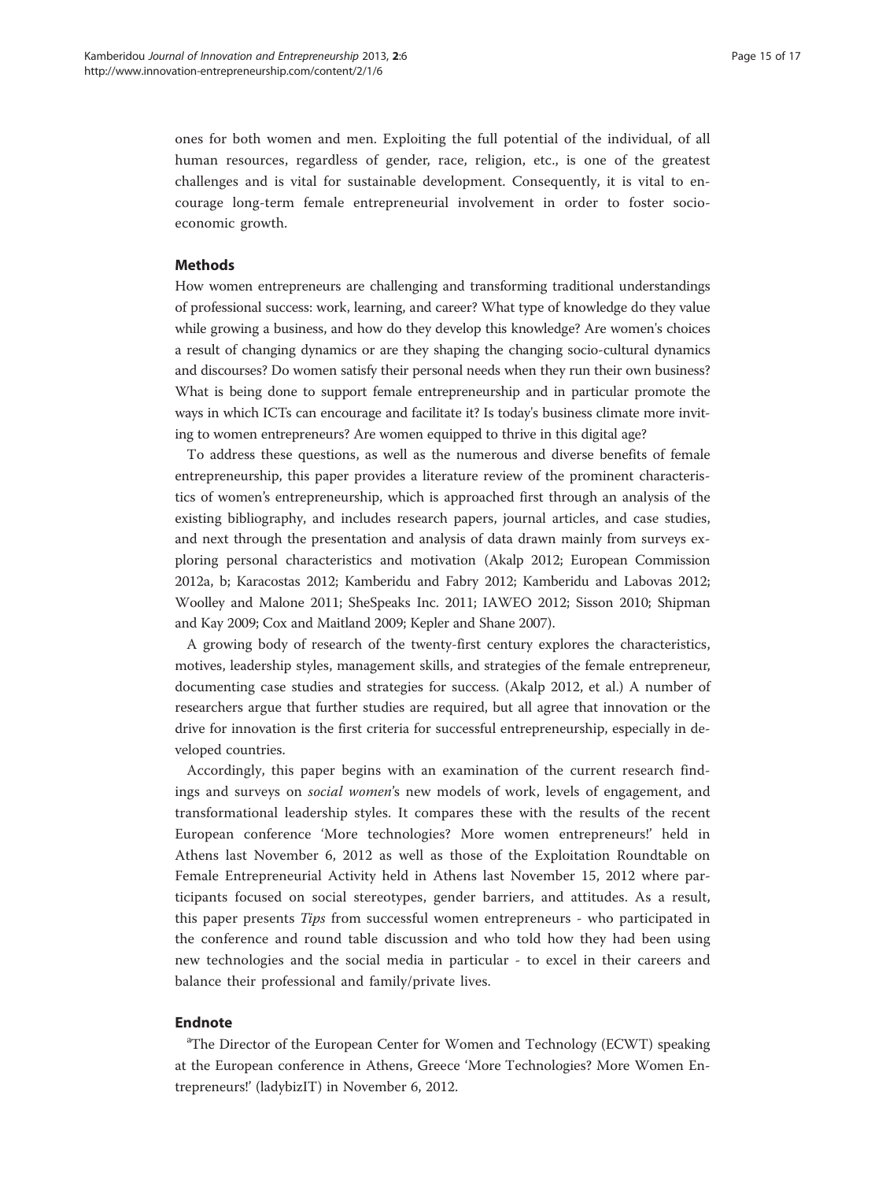ones for both women and men. Exploiting the full potential of the individual, of all human resources, regardless of gender, race, religion, etc., is one of the greatest challenges and is vital for sustainable development. Consequently, it is vital to encourage long-term female entrepreneurial involvement in order to foster socio-economic growth.

## Methods

How women entrepreneurs are challenging and transforming traditional understandings of professional success: work, learning, and career? What type of knowledge do they value while growing a business, and how do they develop this knowledge? Are women's choices a result of changing dynamics or are they shaping the changing socio-cultural dynamics and discourses? Do women satisfy their personal needs when they run their own business? What is being done to support female entrepreneurship and in particular promote the ways in which ICTs can encourage and facilitate it? Is today's business climate more inviting to women entrepreneurs? Are women equipped to thrive in this digital age?

To address these questions, as well as the numerous and diverse benefits of female entrepreneurship, this paper provides a literature review of the prominent characteristics of women's entrepreneurship, which is approached first through an analysis of the existing bibliography, and includes research papers, journal articles, and case studies, and next through the presentation and analysis of data drawn mainly from surveys exploring personal characteristics and motivation (Akalp 2012; European Commission 2012a, b; Karacostas 2012; Kamberidu and Fabry 2012; Kamberidu and Labovas 2012; Woolley and Malone 2011; SheSpeaks Inc. 2011; IAWEO 2012; Sisson 2010; Shipman and Kay 2009; Cox and Maitland 2009; Kepler and Shane 2007).

A growing body of research of the twenty-first century explores the characteristics, motives, leadership styles, management skills, and strategies of the female entrepreneur, documenting case studies and strategies for success. (Akalp 2012, et al.) A number of researchers argue that further studies are required, but all agree that innovation or the drive for innovation is the first criteria for successful entrepreneurship, especially in developed countries.

Accordingly, this paper begins with an examination of the current research findings and surveys on *social women*'s new models of work, levels of engagement, and transformational leadership styles. It compares these with the results of the recent European conference 'More technologies? More women entrepreneurs!' held in Athens last November 6, 2012 as well as those of the Exploitation Roundtable on Female Entrepreneurial Activity held in Athens last November 15, 2012 where participants focused on social stereotypes, gender barriers, and attitudes. As a result, this paper presents *Tips* from successful women entrepreneurs - who participated in the conference and round table discussion and who told how they had been using new technologies and the social media in particular - to excel in their careers and balance their professional and family/private lives.

## Endnote

[a]The Director of the European Center for Women and Technology (ECWT) speaking at the European conference in Athens, Greece 'More Technologies? More Women Entrepreneurs!' (ladybizIT) in November 6, 2012.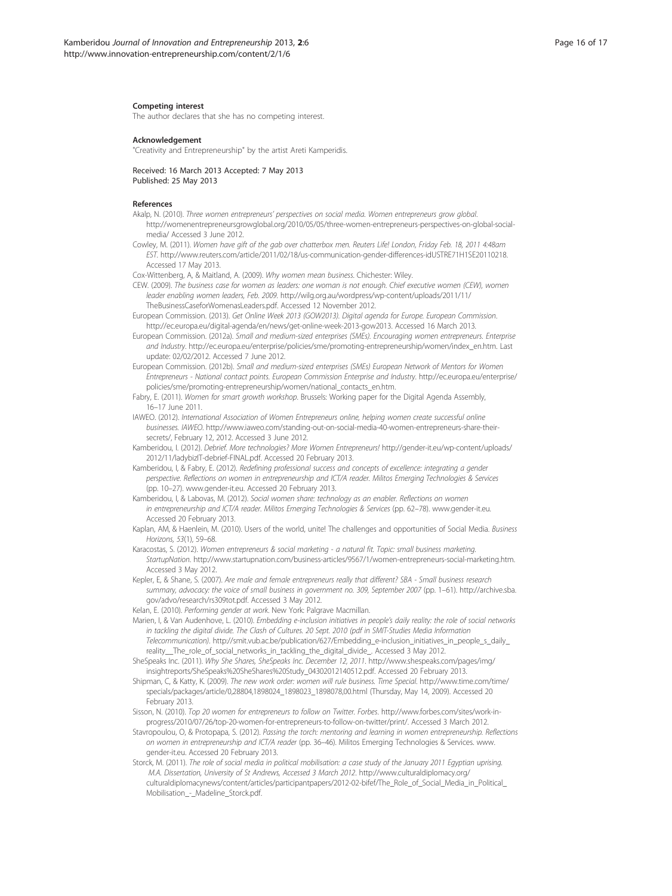#### Competing interest

The author declares that she has no competing interest.

#### Acknowledgement

"Creativity and Entrepreneurship" by the artist Areti Kamperidis.

Received: 16 March 2013 Accepted: 7 May 2013
Published: 25 May 2013

#### References

Akalp, N. (2010). *Three women entrepreneurs' perspectives on social media. Women entrepreneurs grow global.* http://womenentrepreneursgrowglobal.org/2010/05/05/three-women-entrepreneurs-perspectives-on-global-social-media/ Accessed 3 June 2012.

Cowley, M. (2011). *Women have gift of the gab over chatterbox men. Reuters Life! London, Friday Feb. 18, 2011 4:48am EST.* http://www.reuters.com/article/2011/02/18/us-communication-gender-differences-idUSTRE71H1SE20110218. Accessed 17 May 2013.

Cox-Wittenberg, A, & Maitland, A. (2009). *Why women mean business*. Chichester: Wiley.

CEW. (2009). *The business case for women as leaders: one woman is not enough. Chief executive women (CEW), women leader enabling women leaders, Feb. 2009.* http://wilg.org.au/wordpress/wp-content/uploads/2011/11/TheBusinessCaseforWomenasLeaders.pdf. Accessed 12 November 2012.

European Commission. (2013). *Get Online Week 2013 (GOW2013). Digital agenda for Europe. European Commission*. http://ec.europa.eu/digital-agenda/en/news/get-online-week-2013-gow2013. Accessed 16 March 2013.

European Commission. (2012a). *Small and medium-sized enterprises (SMEs). Encouraging women entrepreneurs. Enterprise and Industry*. http://ec.europa.eu/enterprise/policies/sme/promoting-entrepreneurship/women/index_en.htm. Last update: 02/02/2012. Accessed 7 June 2012.

European Commission. (2012b). *Small and medium-sized enterprises (SMEs) European Network of Mentors for Women Entrepreneurs - National contact points. European Commission Enterprise and Industry.* http://ec.europa.eu/enterprise/policies/sme/promoting-entrepreneurship/women/national_contacts_en.htm.

Fabry, E. (2011). *Women for smart growth workshop*. Brussels: Working paper for the Digital Agenda Assembly, 16–17 June 2011.

IAWEO. (2012). *International Association of Women Entrepreneurs online, helping women create successful online businesses. IAWEO*. http://www.iaweo.com/standing-out-on-social-media-40-women-entrepreneurs-share-their-secrets/, February 12, 2012. Accessed 3 June 2012.

Kamberidou, I. (2012). *Debrief. More technologies? More Women Entrepreneurs!* http://gender-it.eu/wp-content/uploads/2012/11/ladybizIT-debrief-FINAL.pdf. Accessed 20 February 2013.

Kamberidou, I, & Fabry, E. (2012). *Redefining professional success and concepts of excellence: integrating a gender perspective. Reflections on women in entrepreneurship and ICT/A reader. Militos Emerging Technologies & Services* (pp. 10–27). www.gender-it.eu. Accessed 20 February 2013.

Kamberidou, I, & Labovas, M. (2012). *Social women share: technology as an enabler. Reflections on women in entrepreneurship and ICT/A reader. Militos Emerging Technologies & Services* (pp. 62–78). www.gender-it.eu. Accessed 20 February 2013.

Kaplan, AM, & Haenlein, M. (2010). Users of the world, unite! The challenges and opportunities of Social Media. *Business Horizons, 53*(1), 59–68.

Karacostas, S. (2012). *Women entrepreneurs & social marketing - a natural fit. Topic: small business marketing. StartupNation.* http://www.startupnation.com/business-articles/9567/1/women-entrepreneurs-social-marketing.htm. Accessed 3 May 2012.

Kepler, E, & Shane, S. (2007). *Are male and female entrepreneurs really that different? SBA - Small business research summary, advocacy: the voice of small business in government no. 309, September 2007* (pp. 1–61). http://archive.sba.gov/advo/research/rs309tot.pdf. Accessed 3 May 2012.

Kelan, E. (2010). *Performing gender at work*. New York: Palgrave Macmillan.

Marien, I, & Van Audenhove, L. (2010). *Embedding e-inclusion initiatives in people's daily reality: the role of social networks in tackling the digital divide. The Clash of Cultures. 20 Sept. 2010 (pdf in SMIT-Studies Media Information Telecommunication).* http://smit.vub.ac.be/publication/627/Embedding_e-inclusion_initiatives_in_people_s_daily_reality__The_role_of_social_networks_in_tackling_the_digital_divide_. Accessed 3 May 2012.

SheSpeaks Inc. (2011). *Why She Shares, SheSpeaks Inc. December 12, 2011*. http://www.shespeaks.com/pages/img/insightreports/SheSpeaks%20SheShares%20Study_04302012140512.pdf. Accessed 20 February 2013.

Shipman, C, & Katty, K. (2009). *The new work order: women will rule business. Time Special*. http://www.time.com/time/specials/packages/article/0,28804,1898024_1898023_1898078,00.html (Thursday, May 14, 2009). Accessed 20 February 2013.

Sisson, N. (2010). *Top 20 women for entrepreneurs to follow on Twitter. Forbes*. http://www.forbes.com/sites/work-in-progress/2010/07/26/top-20-women-for-entrepreneurs-to-follow-on-twitter/print/. Accessed 3 March 2012.

Stavropoulou, O, & Protopapa, S. (2012). *Passing the torch: mentoring and learning in women entrepreneurship. Reflections on women in entrepreneurship and ICT/A reader* (pp. 36–46). Militos Emerging Technologies & Services. www.gender-it.eu. Accessed 20 February 2013.

Storck, M. (2011). *The role of social media in political mobilisation: a case study of the January 2011 Egyptian uprising. M.A. Dissertation, University of St Andrews, Accessed 3 March 2012*. http://www.culturaldiplomacy.org/culturaldiplomacynews/content/articles/participantpapers/2012-02-bifef/The_Role_of_Social_Media_in_Political_Mobilisation_-_Madeline_Storck.pdf.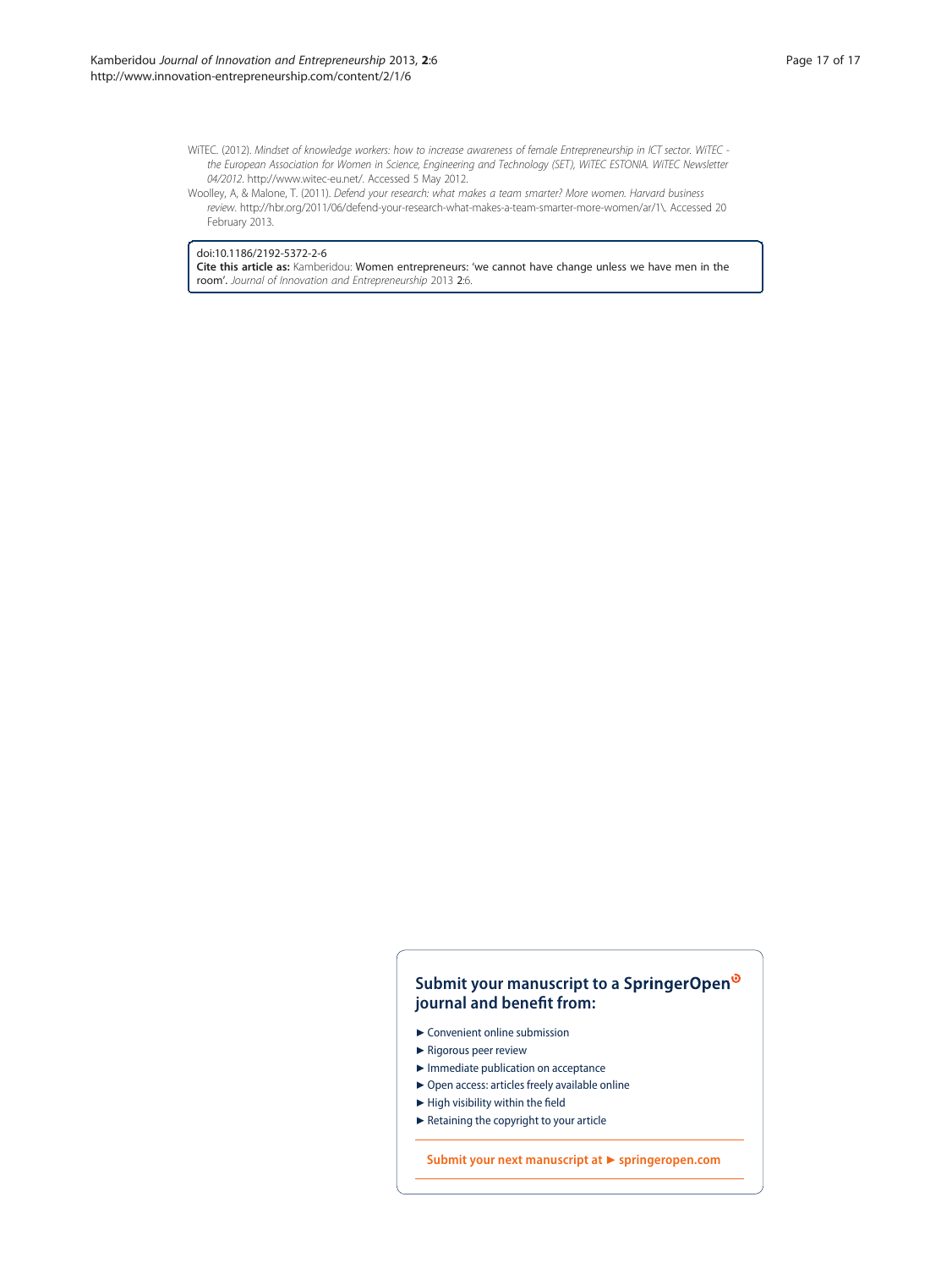WiTEC. (2012). *Mindset of knowledge workers: how to increase awareness of female Entrepreneurship in ICT sector. WiTEC - the European Association for Women in Science, Engineering and Technology (SET), WiTEC ESTONIA. WiTEC Newsletter 04/2012*. http://www.witec-eu.net/. Accessed 5 May 2012.

Woolley, A, & Malone, T. (2011). *Defend your research: what makes a team smarter? More women. Harvard business review*. http://hbr.org/2011/06/defend-your-research-what-makes-a-team-smarter-more-women/ar/1\. Accessed 20 February 2013.

doi:10.1186/2192-5372-2-6

**Cite this article as:** Kamberidou: Women entrepreneurs: 'we cannot have change unless we have men in the room'. *Journal of Innovation and Entrepreneurship* 2013 **2**:6.

**Submit your manuscript to a SpringerOpen journal and benefit from:**

- ► Convenient online submission
- ► Rigorous peer review
- ► Immediate publication on acceptance
- ► Open access: articles freely available online
- ► High visibility within the field
- ► Retaining the copyright to your article

**Submit your next manuscript at ► springeropen.com**